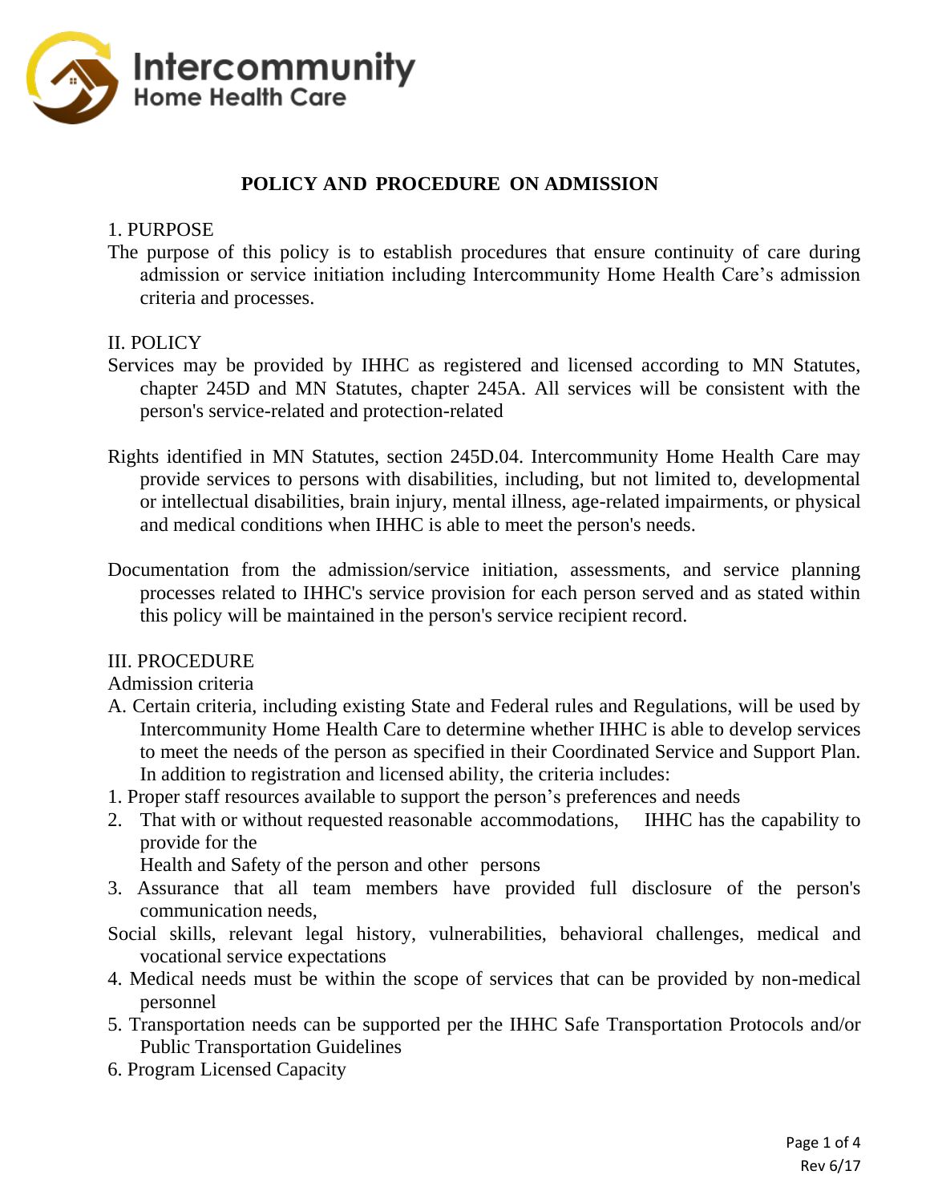Intercommunity
Home Health Care

# POLICY AND PROCEDURE ON ADMISSION

1. PURPOSE

The purpose of this policy is to establish procedures that ensure continuity of care during admission or service initiation including Intercommunity Home Health Care's admission criteria and processes.

II. POLICY

Services may be provided by IHHC as registered and licensed according to MN Statutes, chapter 245D and MN Statutes, chapter 245A. All services will be consistent with the person's service-related and protection-related

Rights identified in MN Statutes, section 245D.04. Intercommunity Home Health Care may provide services to persons with disabilities, including, but not limited to, developmental or intellectual disabilities, brain injury, mental illness, age-related impairments, or physical and medical conditions when IHHC is able to meet the person's needs.

Documentation from the admission/service initiation, assessments, and service planning processes related to IHHC's service provision for each person served and as stated within this policy will be maintained in the person's service recipient record.

III. PROCEDURE

Admission criteria

A. Certain criteria, including existing State and Federal rules and Regulations, will be used by Intercommunity Home Health Care to determine whether IHHC is able to develop services to meet the needs of the person as specified in their Coordinated Service and Support Plan. In addition to registration and licensed ability, the criteria includes:

1. Proper staff resources available to support the person's preferences and needs
2. That with or without requested reasonable accommodations, IHHC has the capability to provide for the Health and Safety of the person and other persons
3. Assurance that all team members have provided full disclosure of the person's communication needs, Social skills, relevant legal history, vulnerabilities, behavioral challenges, medical and vocational service expectations
4. Medical needs must be within the scope of services that can be provided by non-medical personnel
5. Transportation needs can be supported per the IHHC Safe Transportation Protocols and/or Public Transportation Guidelines
6. Program Licensed Capacity

Rev 6/17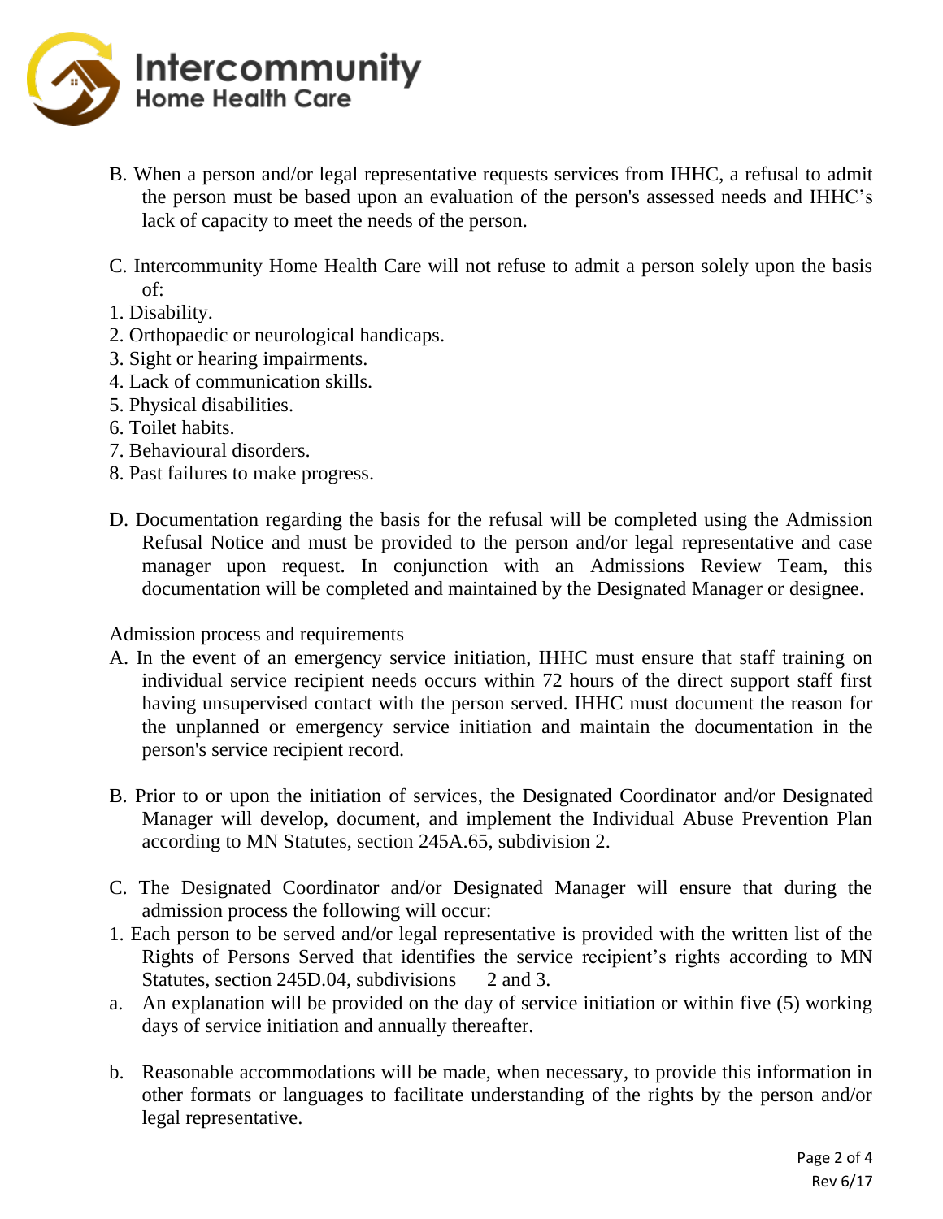B. When a person and/or legal representative requests services from IHHC, a refusal to admit the person must be based upon an evaluation of the person's assessed needs and IHHC's lack of capacity to meet the needs of the person.

C. Intercommunity Home Health Care will not refuse to admit a person solely upon the basis of:

1. Disability.
2. Orthopaedic or neurological handicaps.
3. Sight or hearing impairments.
4. Lack of communication skills.
5. Physical disabilities.
6. Toilet habits.
7. Behavioural disorders.
8. Past failures to make progress.

D. Documentation regarding the basis for the refusal will be completed using the Admission Refusal Notice and must be provided to the person and/or legal representative and case manager upon request. In conjunction with an Admissions Review Team, this documentation will be completed and maintained by the Designated Manager or designee.

Admission process and requirements

A. In the event of an emergency service initiation, IHHC must ensure that staff training on individual service recipient needs occurs within 72 hours of the direct support staff first having unsupervised contact with the person served. IHHC must document the reason for the unplanned or emergency service initiation and maintain the documentation in the person's service recipient record.

B. Prior to or upon the initiation of services, the Designated Coordinator and/or Designated Manager will develop, document, and implement the Individual Abuse Prevention Plan according to MN Statutes, section 245A.65, subdivision 2.

C. The Designated Coordinator and/or Designated Manager will ensure that during the admission process the following will occur:

1. Each person to be served and/or legal representative is provided with the written list of the Rights of Persons Served that identifies the service recipient's rights according to MN Statutes, section 245D.04, subdivisions 2 and 3.
   a. An explanation will be provided on the day of service initiation or within five (5) working days of service initiation and annually thereafter.

   b. Reasonable accommodations will be made, when necessary, to provide this information in other formats or languages to facilitate understanding of the rights by the person and/or legal representative.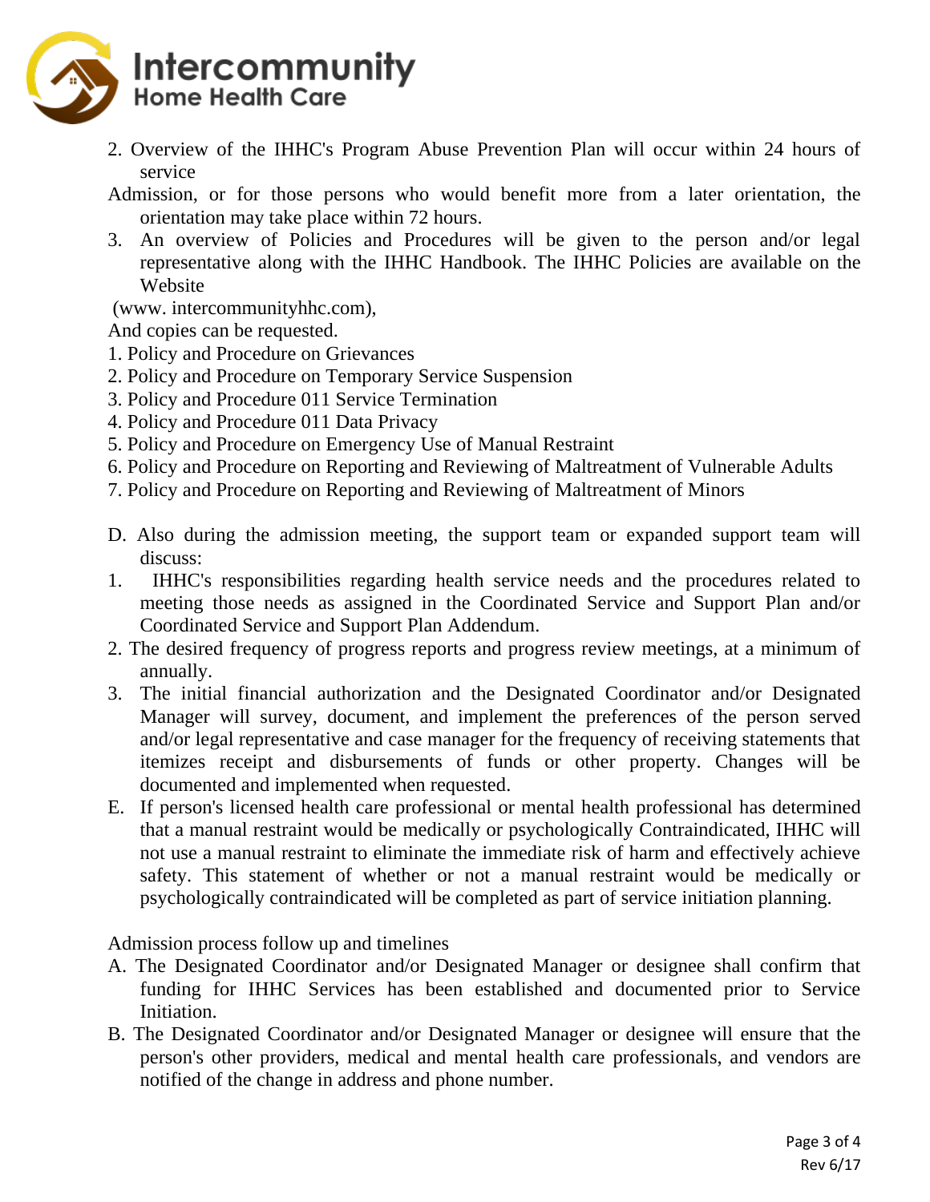2. Overview of the IHHC's Program Abuse Prevention Plan will occur within 24 hours of service

Admission, or for those persons who would benefit more from a later orientation, the orientation may take place within 72 hours.

3. An overview of Policies and Procedures will be given to the person and/or legal representative along with the IHHC Handbook. The IHHC Policies are available on the Website

(www. intercommunityhhc.com),

And copies can be requested.

1. Policy and Procedure on Grievances
2. Policy and Procedure on Temporary Service Suspension
3. Policy and Procedure 011 Service Termination
4. Policy and Procedure 011 Data Privacy
5. Policy and Procedure on Emergency Use of Manual Restraint
6. Policy and Procedure on Reporting and Reviewing of Maltreatment of Vulnerable Adults
7. Policy and Procedure on Reporting and Reviewing of Maltreatment of Minors

D. Also during the admission meeting, the support team or expanded support team will discuss:

1. IHHC's responsibilities regarding health service needs and the procedures related to meeting those needs as assigned in the Coordinated Service and Support Plan and/or Coordinated Service and Support Plan Addendum.
2. The desired frequency of progress reports and progress review meetings, at a minimum of annually.
3. The initial financial authorization and the Designated Coordinator and/or Designated Manager will survey, document, and implement the preferences of the person served and/or legal representative and case manager for the frequency of receiving statements that itemizes receipt and disbursements of funds or other property. Changes will be documented and implemented when requested.

E. If person's licensed health care professional or mental health professional has determined that a manual restraint would be medically or psychologically Contraindicated, IHHC will not use a manual restraint to eliminate the immediate risk of harm and effectively achieve safety. This statement of whether or not a manual restraint would be medically or psychologically contraindicated will be completed as part of service initiation planning.

Admission process follow up and timelines

A. The Designated Coordinator and/or Designated Manager or designee shall confirm that funding for IHHC Services has been established and documented prior to Service Initiation.

B. The Designated Coordinator and/or Designated Manager or designee will ensure that the person's other providers, medical and mental health care professionals, and vendors are notified of the change in address and phone number.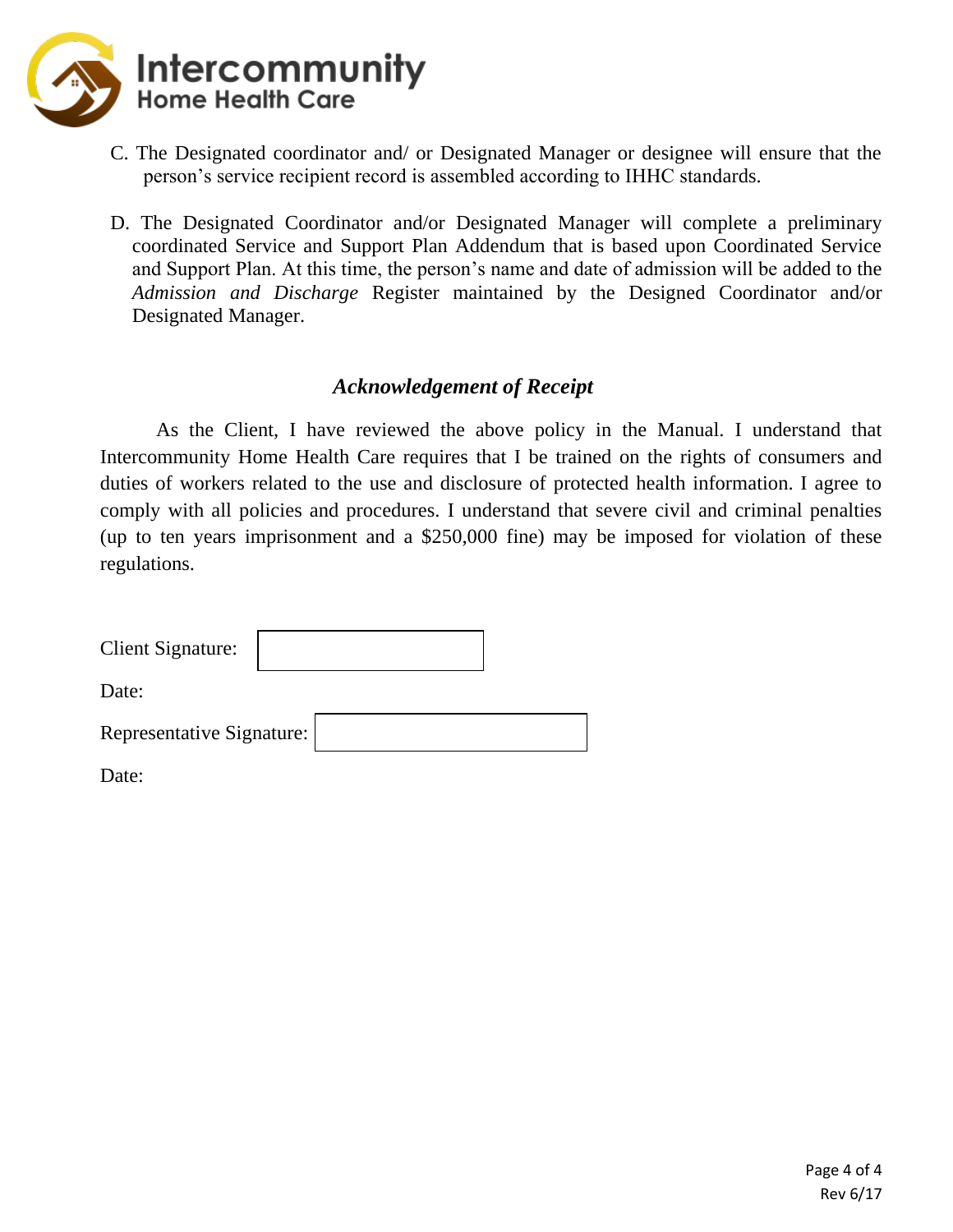C. The Designated coordinator and/ or Designated Manager or designee will ensure that the person's service recipient record is assembled according to IHHC standards.

D. The Designated Coordinator and/or Designated Manager will complete a preliminary coordinated Service and Support Plan Addendum that is based upon Coordinated Service and Support Plan. At this time, the person's name and date of admission will be added to the *Admission and Discharge* Register maintained by the Designed Coordinator and/or Designated Manager.

### ***Acknowledgement of Receipt***

As the Client, I have reviewed the above policy in the Manual. I understand that Intercommunity Home Health Care requires that I be trained on the rights of consumers and duties of workers related to the use and disclosure of protected health information. I agree to comply with all policies and procedures. I understand that severe civil and criminal penalties (up to ten years imprisonment and a $250,000 fine) may be imposed for violation of these regulations.

Client Signature:

Date:

Representative Signature:

Date: